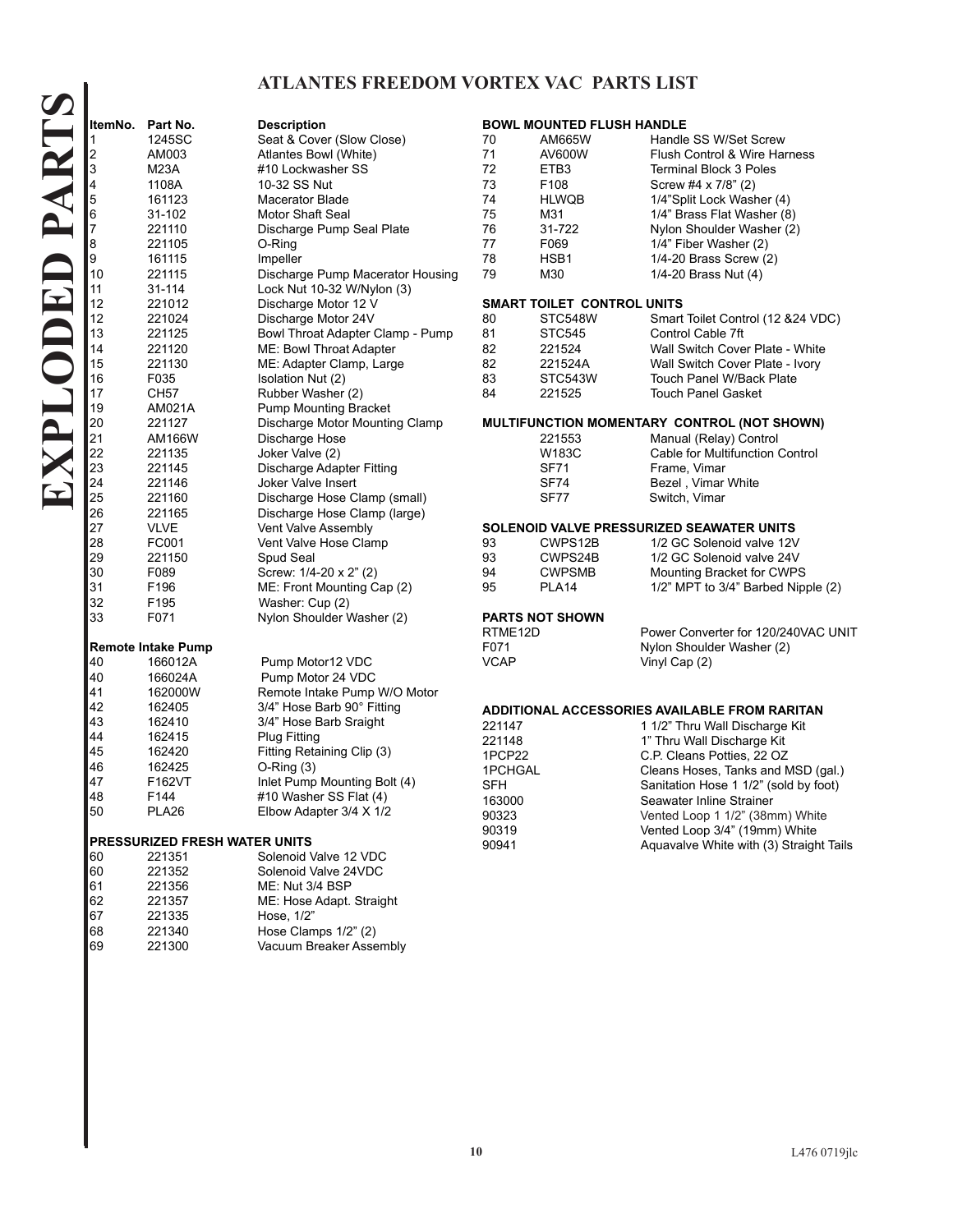# EXPLODED PARTS

## ATLANTES FREEDOM VORTEX VAC PARTS LIST

| ItemNo. | Part No. | Description |
|---|---|---|
| 1 | 1245SC | Seat & Cover (Slow Close) |
| 2 | AM003 | Atlantes Bowl (White) |
| 3 | M23A | #10 Lockwasher SS |
| 4 | 1108A | 10-32 SS Nut |
| 5 | 161123 | Macerator Blade |
| 6 | 31-102 | Motor Shaft Seal |
| 7 | 221110 | Discharge Pump Seal Plate |
| 8 | 221105 | O-Ring |
| 9 | 161115 | Impeller |
| 10 | 221115 | Discharge Pump Macerator Housing |
| 11 | 31-114 | Lock Nut 10-32 W/Nylon (3) |
| 12 | 221012 | Discharge Motor 12 V |
| 12 | 221024 | Discharge Motor 24V |
| 13 | 221125 | Bowl Throat Adapter Clamp - Pump |
| 14 | 221120 | ME: Bowl Throat Adapter |
| 15 | 221130 | ME: Adapter Clamp, Large |
| 16 | F035 | Isolation Nut (2) |
| 17 | CH57 | Rubber Washer (2) |
| 19 | AM021A | Pump Mounting Bracket |
| 20 | 221127 | Discharge Motor Mounting Clamp |
| 21 | AM166W | Discharge Hose |
| 22 | 221135 | Joker Valve (2) |
| 23 | 221145 | Discharge Adapter Fitting |
| 24 | 221146 | Joker Valve Insert |
| 25 | 221160 | Discharge Hose Clamp (small) |
| 26 | 221165 | Discharge Hose Clamp (large) |
| 27 | VLVE | Vent Valve Assembly |
| 28 | FC001 | Vent Valve Hose Clamp |
| 29 | 221150 | Spud Seal |
| 30 | F089 | Screw: 1/4-20 x 2" (2) |
| 31 | F196 | ME: Front Mounting Cap (2) |
| 32 | F195 | Washer: Cup (2) |
| 33 | F071 | Nylon Shoulder Washer (2) |

### Remote Intake Pump

| ItemNo. | Part No. | Description |
|---|---|---|
| 40 | 166012A | Pump Motor12 VDC |
| 40 | 166024A | Pump Motor 24 VDC |
| 41 | 162000W | Remote Intake Pump W/O Motor |
| 42 | 162405 | 3/4" Hose Barb 90° Fitting |
| 43 | 162410 | 3/4" Hose Barb Sraight |
| 44 | 162415 | Plug Fitting |
| 45 | 162420 | Fitting Retaining Clip (3) |
| 46 | 162425 | O-Ring (3) |
| 47 | F162VT | Inlet Pump Mounting Bolt (4) |
| 48 | F144 | #10 Washer SS Flat (4) |
| 50 | PLA26 | Elbow Adapter 3/4 X 1/2 |

### PRESSURIZED FRESH WATER UNITS

| ItemNo. | Part No. | Description |
|---|---|---|
| 60 | 221351 | Solenoid Valve 12 VDC |
| 60 | 221352 | Solenoid Valve 24VDC |
| 61 | 221356 | ME: Nut 3/4 BSP |
| 62 | 221357 | ME: Hose Adapt. Straight |
| 67 | 221335 | Hose, 1/2" |
| 68 | 221340 | Hose Clamps 1/2" (2) |
| 69 | 221300 | Vacuum Breaker Assembly |

### BOWL MOUNTED FLUSH HANDLE

| ItemNo. | Part No. | Description |
|---|---|---|
| 70 | AM665W | Handle SS W/Set Screw |
| 71 | AV600W | Flush Control & Wire Harness |
| 72 | ETB3 | Terminal Block 3 Poles |
| 73 | F108 | Screw #4 x 7/8" (2) |
| 74 | HLWQB | 1/4"Split Lock Washer (4) |
| 75 | M31 | 1/4" Brass Flat Washer (8) |
| 76 | 31-722 | Nylon Shoulder Washer (2) |
| 77 | F069 | 1/4" Fiber Washer (2) |
| 78 | HSB1 | 1/4-20 Brass Screw (2) |
| 79 | M30 | 1/4-20 Brass Nut (4) |

### SMART TOILET CONTROL UNITS

| ItemNo. | Part No. | Description |
|---|---|---|
| 80 | STC548W | Smart Toilet Control (12 &24 VDC) |
| 81 | STC545 | Control Cable 7ft |
| 82 | 221524 | Wall Switch Cover Plate - White |
| 82 | 221524A | Wall Switch Cover Plate - Ivory |
| 83 | STC543W | Touch Panel W/Back Plate |
| 84 | 221525 | Touch Panel Gasket |

### MULTIFUNCTION MOMENTARY CONTROL (NOT SHOWN)

| Part No. | Description |
|---|---|
| 221553 | Manual (Relay) Control |
| W183C | Cable for Multifunction Control |
| SF71 | Frame, Vimar |
| SF74 | Bezel , Vimar White |
| SF77 | Switch, Vimar |

### SOLENOID VALVE PRESSURIZED SEAWATER UNITS

| ItemNo. | Part No. | Description |
|---|---|---|
| 93 | CWPS12B | 1/2 GC Solenoid valve 12V |
| 93 | CWPS24B | 1/2 GC Solenoid valve 24V |
| 94 | CWPSMB | Mounting Bracket for CWPS |
| 95 | PLA14 | 1/2" MPT to 3/4" Barbed Nipple (2) |

### PARTS NOT SHOWN

| Part No. | Description |
|---|---|
| RTME12D | Power Converter for 120/240VAC UNIT |
| F071 | Nylon Shoulder Washer (2) |
| VCAP | Vinyl Cap (2) |

### ADDITIONAL ACCESSORIES AVAILABLE FROM RARITAN

| Part No. | Description |
|---|---|
| 221147 | 1 1/2" Thru Wall Discharge Kit |
| 221148 | 1" Thru Wall Discharge Kit |
| 1PCP22 | C.P. Cleans Potties, 22 OZ |
| 1PCHGAL | Cleans Hoses, Tanks and MSD (gal.) |
| SFH | Sanitation Hose 1 1/2" (sold by foot) |
| 163000 | Seawater Inline Strainer |
| 90323 | Vented Loop 1 1/2" (38mm) White |
| 90319 | Vented Loop 3/4" (19mm) White |
| 90941 | Aquavalve White with (3) Straight Tails |

L476 0719jlc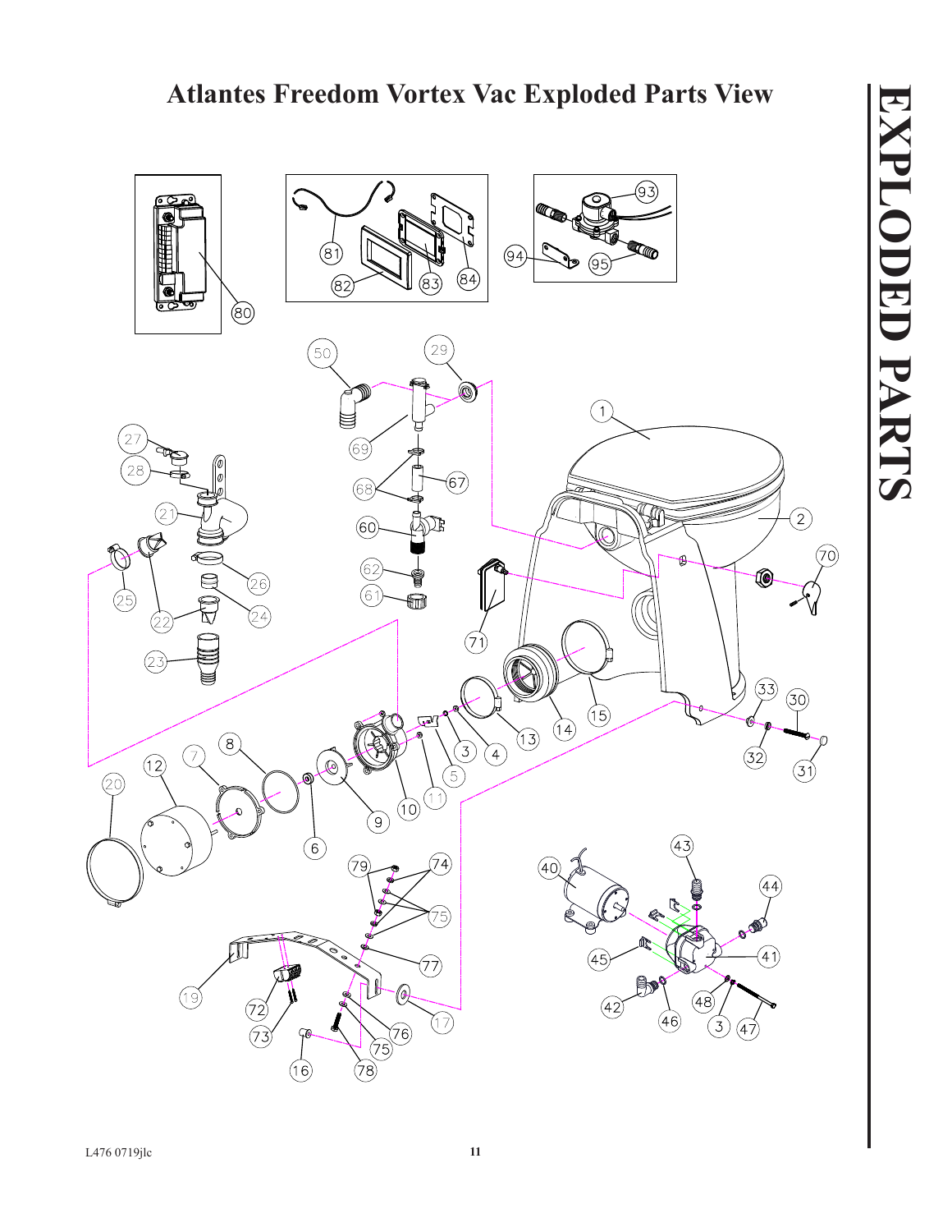# Atlantes Freedom Vortex Vac Exploded Parts View

EXPLODED PARTS

80

81

82

83

84

93

94

95

50

29

1

27

69

28

68

67

2

21

60

70

62

26

25

24

61

22

71

23

33

30

15

13

14

8

3

4

7

12

32

31

20

5

9

11

10

6

43

79

74

40

44

75

41

45

77

48

19

42

46

3

47

72

17

73

76

75

16

78

L476 0719jlc